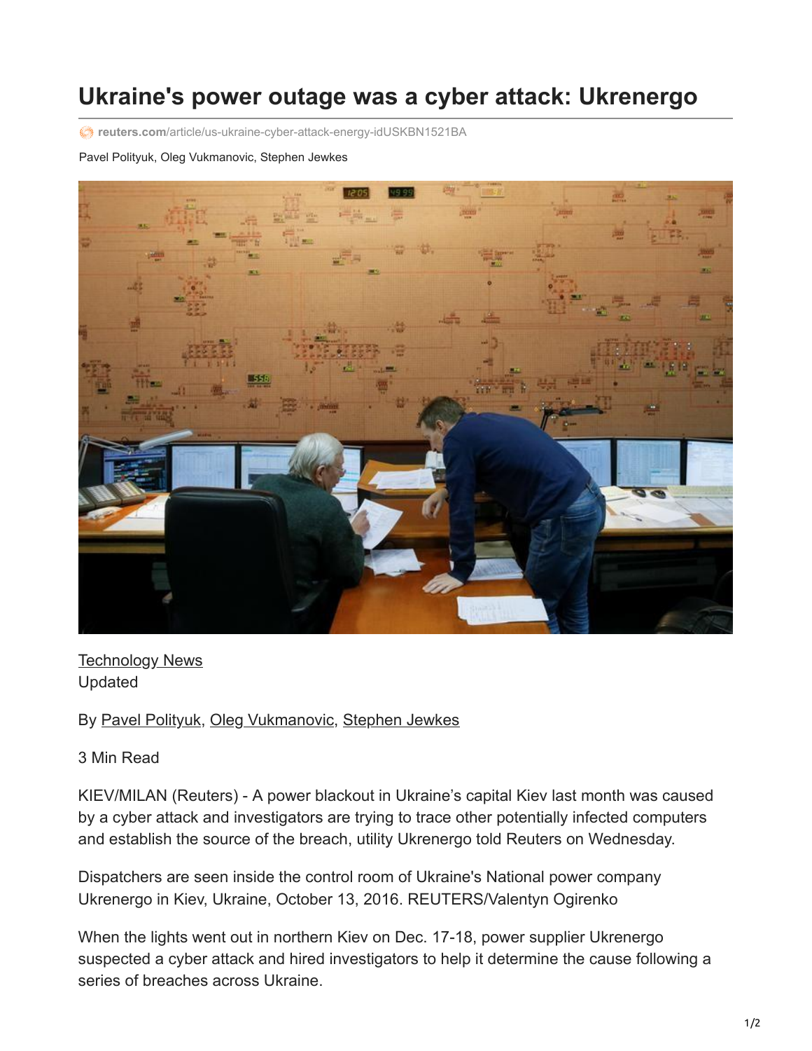# Ukraine's power outage was a cyber attack: Ukrenergo

reuters.com/article/us-ukraine-cyber-attack-energy-idUSKBN1521BA

Pavel Polityuk, Oleg Vukmanovic, Stephen Jewkes

Technology News
Updated

By Pavel Polityuk, Oleg Vukmanovic, Stephen Jewkes

3 Min Read

KIEV/MILAN (Reuters) - A power blackout in Ukraine's capital Kiev last month was caused by a cyber attack and investigators are trying to trace other potentially infected computers and establish the source of the breach, utility Ukrenergo told Reuters on Wednesday.

Dispatchers are seen inside the control room of Ukraine's National power company Ukrenergo in Kiev, Ukraine, October 13, 2016. REUTERS/Valentyn Ogirenko

When the lights went out in northern Kiev on Dec. 17-18, power supplier Ukrenergo suspected a cyber attack and hired investigators to help it determine the cause following a series of breaches across Ukraine.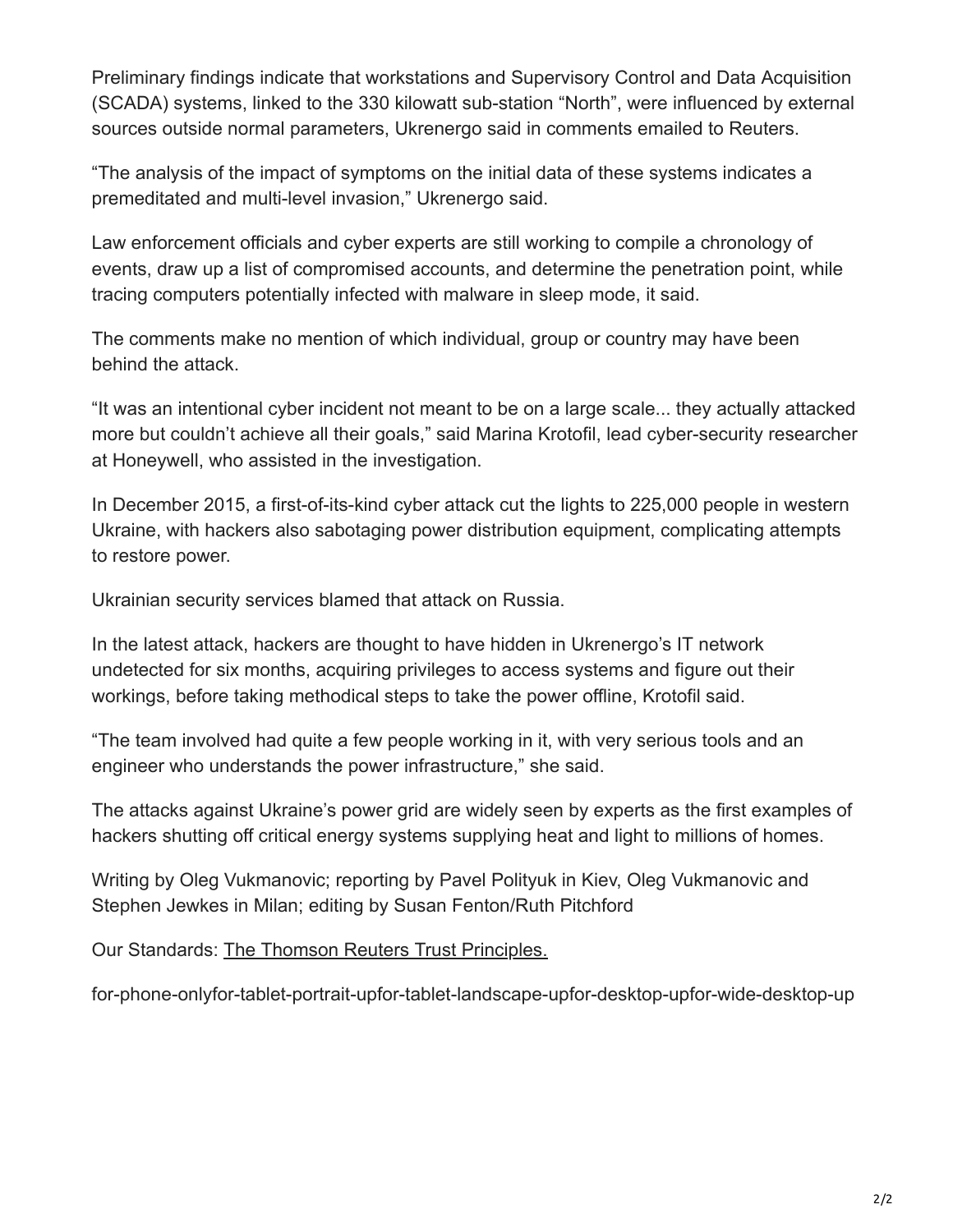Preliminary findings indicate that workstations and Supervisory Control and Data Acquisition (SCADA) systems, linked to the 330 kilowatt sub-station “North”, were influenced by external sources outside normal parameters, Ukrenergo said in comments emailed to Reuters.

“The analysis of the impact of symptoms on the initial data of these systems indicates a premeditated and multi-level invasion,” Ukrenergo said.

Law enforcement officials and cyber experts are still working to compile a chronology of events, draw up a list of compromised accounts, and determine the penetration point, while tracing computers potentially infected with malware in sleep mode, it said.

The comments make no mention of which individual, group or country may have been behind the attack.

“It was an intentional cyber incident not meant to be on a large scale... they actually attacked more but couldn’t achieve all their goals,” said Marina Krotofil, lead cyber-security researcher at Honeywell, who assisted in the investigation.

In December 2015, a first-of-its-kind cyber attack cut the lights to 225,000 people in western Ukraine, with hackers also sabotaging power distribution equipment, complicating attempts to restore power.

Ukrainian security services blamed that attack on Russia.

In the latest attack, hackers are thought to have hidden in Ukrenergo’s IT network undetected for six months, acquiring privileges to access systems and figure out their workings, before taking methodical steps to take the power offline, Krotofil said.

“The team involved had quite a few people working in it, with very serious tools and an engineer who understands the power infrastructure,” she said.

The attacks against Ukraine’s power grid are widely seen by experts as the first examples of hackers shutting off critical energy systems supplying heat and light to millions of homes.

Writing by Oleg Vukmanovic; reporting by Pavel Polityuk in Kiev, Oleg Vukmanovic and Stephen Jewkes in Milan; editing by Susan Fenton/Ruth Pitchford

Our Standards: The Thomson Reuters Trust Principles.

for-phone-onlyfor-tablet-portrait-upfor-tablet-landscape-upfor-desktop-upfor-wide-desktop-up